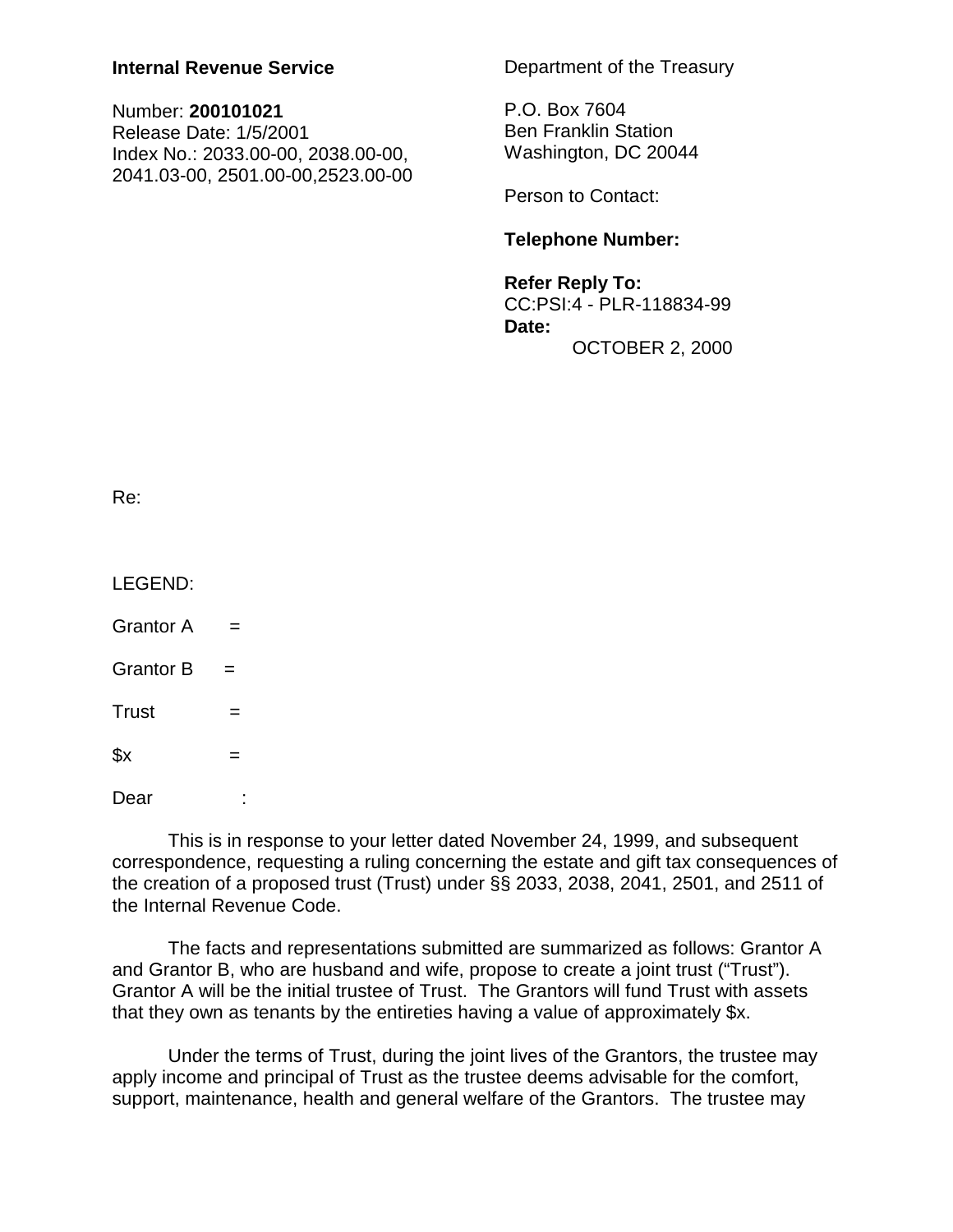**Internal Revenue Service**

Number: **200101021**
Release Date: 1/5/2001
Index No.: 2033.00-00, 2038.00-00, 2041.03-00, 2501.00-00,2523.00-00

Department of the Treasury

P.O. Box 7604
Ben Franklin Station
Washington, DC 20044

Person to Contact:

**Telephone Number:**

**Refer Reply To:**
CC:PSI:4 - PLR-118834-99
**Date:**
OCTOBER 2, 2000

Re:

LEGEND:

Grantor A =

Grantor B =

Trust =

$x =

Dear :

This is in response to your letter dated November 24, 1999, and subsequent correspondence, requesting a ruling concerning the estate and gift tax consequences of the creation of a proposed trust (Trust) under §§ 2033, 2038, 2041, 2501, and 2511 of the Internal Revenue Code.

The facts and representations submitted are summarized as follows: Grantor A and Grantor B, who are husband and wife, propose to create a joint trust ("Trust"). Grantor A will be the initial trustee of Trust. The Grantors will fund Trust with assets that they own as tenants by the entireties having a value of approximately $x.

Under the terms of Trust, during the joint lives of the Grantors, the trustee may apply income and principal of Trust as the trustee deems advisable for the comfort, support, maintenance, health and general welfare of the Grantors. The trustee may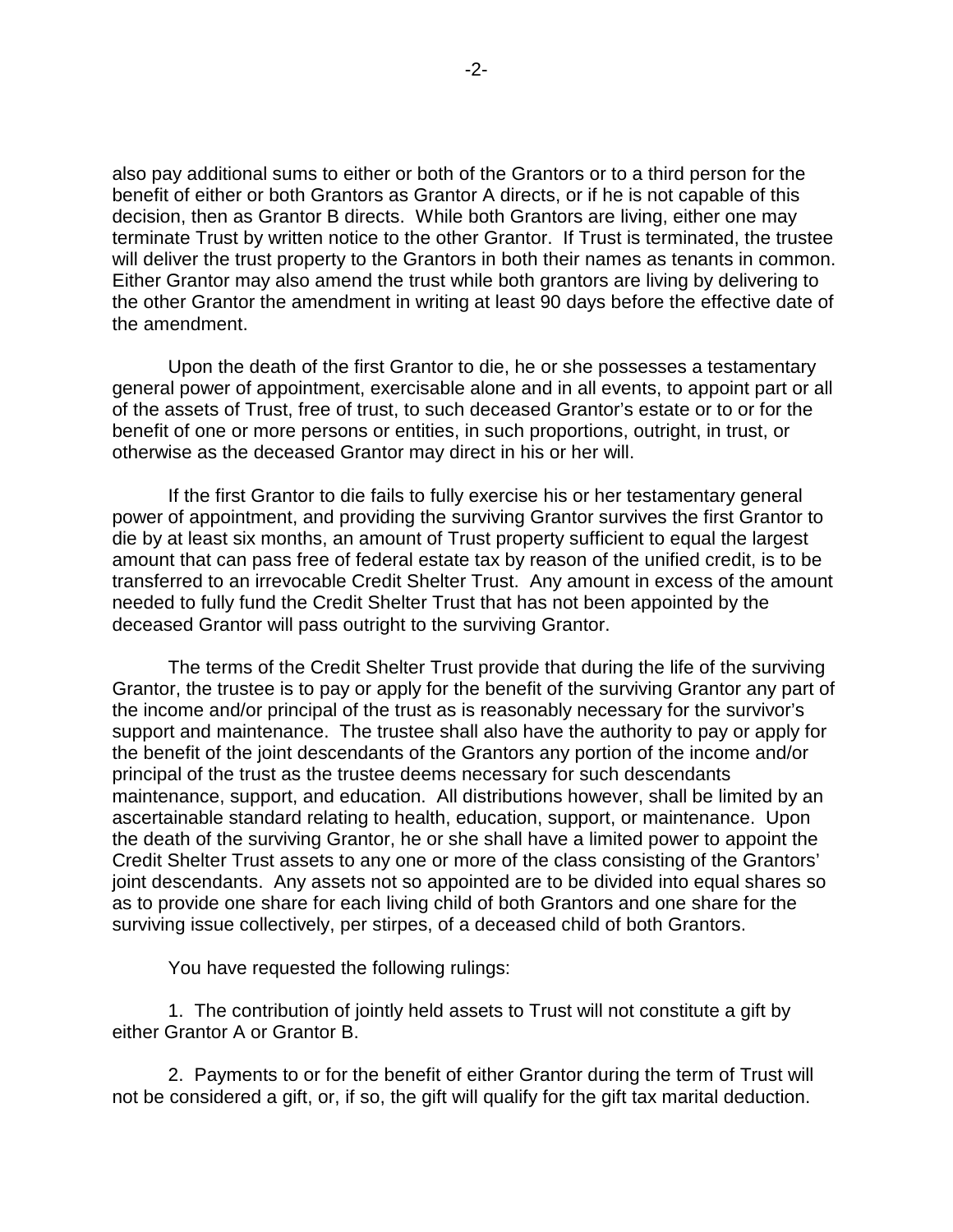also pay additional sums to either or both of the Grantors or to a third person for the benefit of either or both Grantors as Grantor A directs, or if he is not capable of this decision, then as Grantor B directs. While both Grantors are living, either one may terminate Trust by written notice to the other Grantor. If Trust is terminated, the trustee will deliver the trust property to the Grantors in both their names as tenants in common. Either Grantor may also amend the trust while both grantors are living by delivering to the other Grantor the amendment in writing at least 90 days before the effective date of the amendment.

Upon the death of the first Grantor to die, he or she possesses a testamentary general power of appointment, exercisable alone and in all events, to appoint part or all of the assets of Trust, free of trust, to such deceased Grantor's estate or to or for the benefit of one or more persons or entities, in such proportions, outright, in trust, or otherwise as the deceased Grantor may direct in his or her will.

If the first Grantor to die fails to fully exercise his or her testamentary general power of appointment, and providing the surviving Grantor survives the first Grantor to die by at least six months, an amount of Trust property sufficient to equal the largest amount that can pass free of federal estate tax by reason of the unified credit, is to be transferred to an irrevocable Credit Shelter Trust. Any amount in excess of the amount needed to fully fund the Credit Shelter Trust that has not been appointed by the deceased Grantor will pass outright to the surviving Grantor.

The terms of the Credit Shelter Trust provide that during the life of the surviving Grantor, the trustee is to pay or apply for the benefit of the surviving Grantor any part of the income and/or principal of the trust as is reasonably necessary for the survivor's support and maintenance. The trustee shall also have the authority to pay or apply for the benefit of the joint descendants of the Grantors any portion of the income and/or principal of the trust as the trustee deems necessary for such descendants maintenance, support, and education. All distributions however, shall be limited by an ascertainable standard relating to health, education, support, or maintenance. Upon the death of the surviving Grantor, he or she shall have a limited power to appoint the Credit Shelter Trust assets to any one or more of the class consisting of the Grantors' joint descendants. Any assets not so appointed are to be divided into equal shares so as to provide one share for each living child of both Grantors and one share for the surviving issue collectively, per stirpes, of a deceased child of both Grantors.

You have requested the following rulings:

1. The contribution of jointly held assets to Trust will not constitute a gift by either Grantor A or Grantor B.

2. Payments to or for the benefit of either Grantor during the term of Trust will not be considered a gift, or, if so, the gift will qualify for the gift tax marital deduction.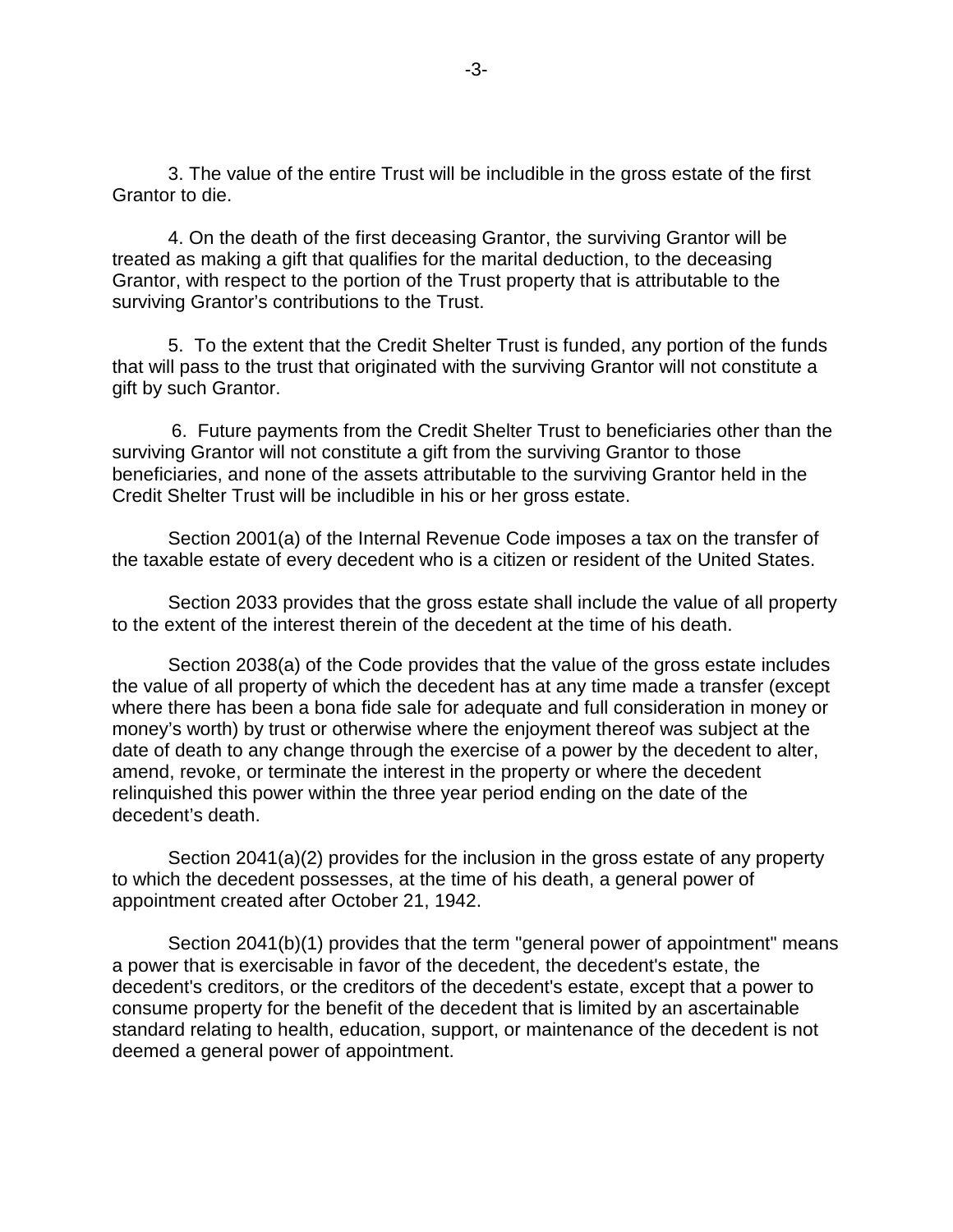3. The value of the entire Trust will be includible in the gross estate of the first Grantor to die.

4. On the death of the first deceasing Grantor, the surviving Grantor will be treated as making a gift that qualifies for the marital deduction, to the deceasing Grantor, with respect to the portion of the Trust property that is attributable to the surviving Grantor's contributions to the Trust.

5. To the extent that the Credit Shelter Trust is funded, any portion of the funds that will pass to the trust that originated with the surviving Grantor will not constitute a gift by such Grantor.

6. Future payments from the Credit Shelter Trust to beneficiaries other than the surviving Grantor will not constitute a gift from the surviving Grantor to those beneficiaries, and none of the assets attributable to the surviving Grantor held in the Credit Shelter Trust will be includible in his or her gross estate.

Section 2001(a) of the Internal Revenue Code imposes a tax on the transfer of the taxable estate of every decedent who is a citizen or resident of the United States.

Section 2033 provides that the gross estate shall include the value of all property to the extent of the interest therein of the decedent at the time of his death.

Section 2038(a) of the Code provides that the value of the gross estate includes the value of all property of which the decedent has at any time made a transfer (except where there has been a bona fide sale for adequate and full consideration in money or money's worth) by trust or otherwise where the enjoyment thereof was subject at the date of death to any change through the exercise of a power by the decedent to alter, amend, revoke, or terminate the interest in the property or where the decedent relinquished this power within the three year period ending on the date of the decedent's death.

Section 2041(a)(2) provides for the inclusion in the gross estate of any property to which the decedent possesses, at the time of his death, a general power of appointment created after October 21, 1942.

Section 2041(b)(1) provides that the term "general power of appointment" means a power that is exercisable in favor of the decedent, the decedent's estate, the decedent's creditors, or the creditors of the decedent's estate, except that a power to consume property for the benefit of the decedent that is limited by an ascertainable standard relating to health, education, support, or maintenance of the decedent is not deemed a general power of appointment.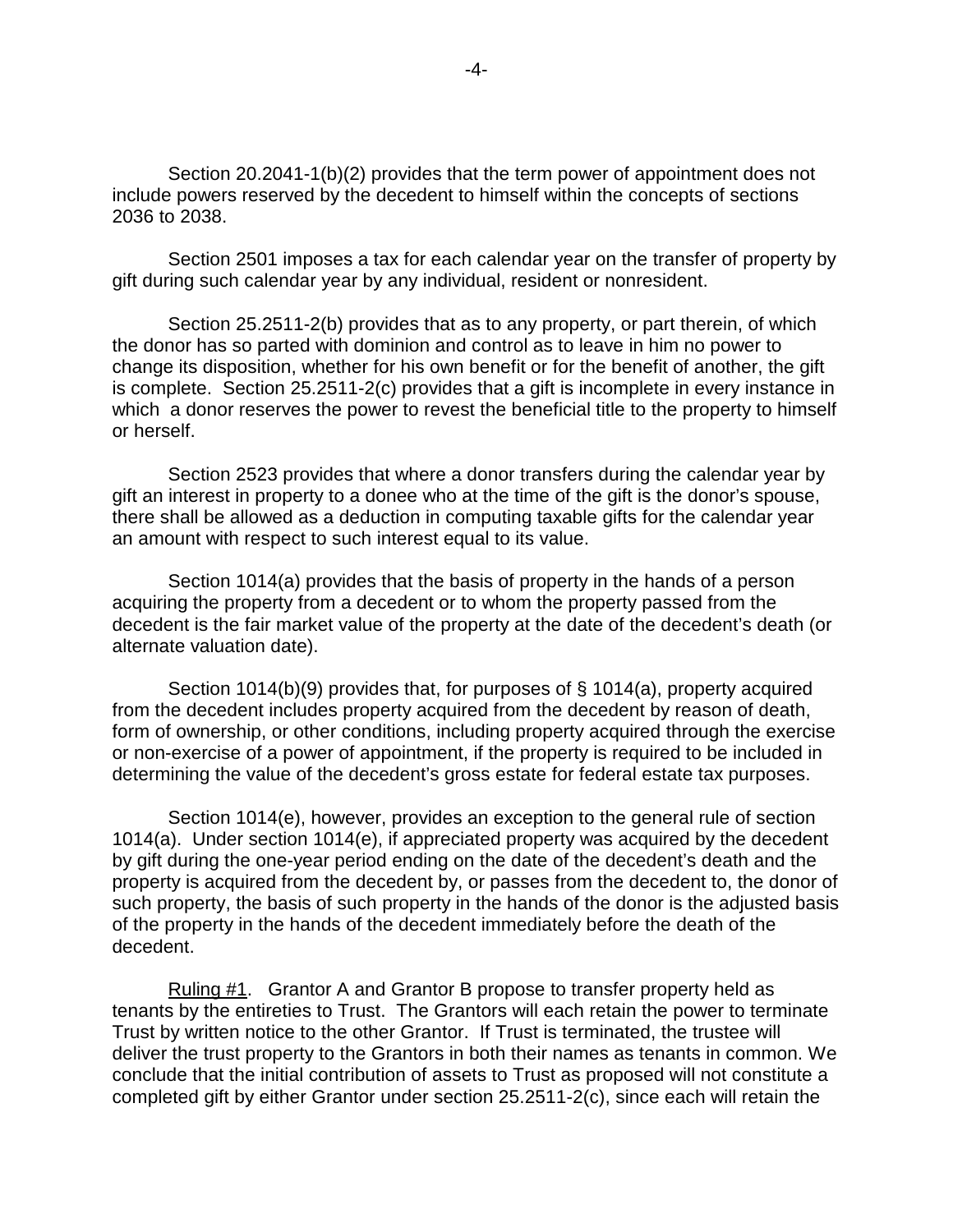Section 20.2041-1(b)(2) provides that the term power of appointment does not include powers reserved by the decedent to himself within the concepts of sections 2036 to 2038.

Section 2501 imposes a tax for each calendar year on the transfer of property by gift during such calendar year by any individual, resident or nonresident.

Section 25.2511-2(b) provides that as to any property, or part therein, of which the donor has so parted with dominion and control as to leave in him no power to change its disposition, whether for his own benefit or for the benefit of another, the gift is complete. Section 25.2511-2(c) provides that a gift is incomplete in every instance in which a donor reserves the power to revest the beneficial title to the property to himself or herself.

Section 2523 provides that where a donor transfers during the calendar year by gift an interest in property to a donee who at the time of the gift is the donor's spouse, there shall be allowed as a deduction in computing taxable gifts for the calendar year an amount with respect to such interest equal to its value.

Section 1014(a) provides that the basis of property in the hands of a person acquiring the property from a decedent or to whom the property passed from the decedent is the fair market value of the property at the date of the decedent's death (or alternate valuation date).

Section 1014(b)(9) provides that, for purposes of § 1014(a), property acquired from the decedent includes property acquired from the decedent by reason of death, form of ownership, or other conditions, including property acquired through the exercise or non-exercise of a power of appointment, if the property is required to be included in determining the value of the decedent's gross estate for federal estate tax purposes.

Section 1014(e), however, provides an exception to the general rule of section 1014(a). Under section 1014(e), if appreciated property was acquired by the decedent by gift during the one-year period ending on the date of the decedent's death and the property is acquired from the decedent by, or passes from the decedent to, the donor of such property, the basis of such property in the hands of the donor is the adjusted basis of the property in the hands of the decedent immediately before the death of the decedent.

Ruling #1. Grantor A and Grantor B propose to transfer property held as tenants by the entireties to Trust. The Grantors will each retain the power to terminate Trust by written notice to the other Grantor. If Trust is terminated, the trustee will deliver the trust property to the Grantors in both their names as tenants in common. We conclude that the initial contribution of assets to Trust as proposed will not constitute a completed gift by either Grantor under section 25.2511-2(c), since each will retain the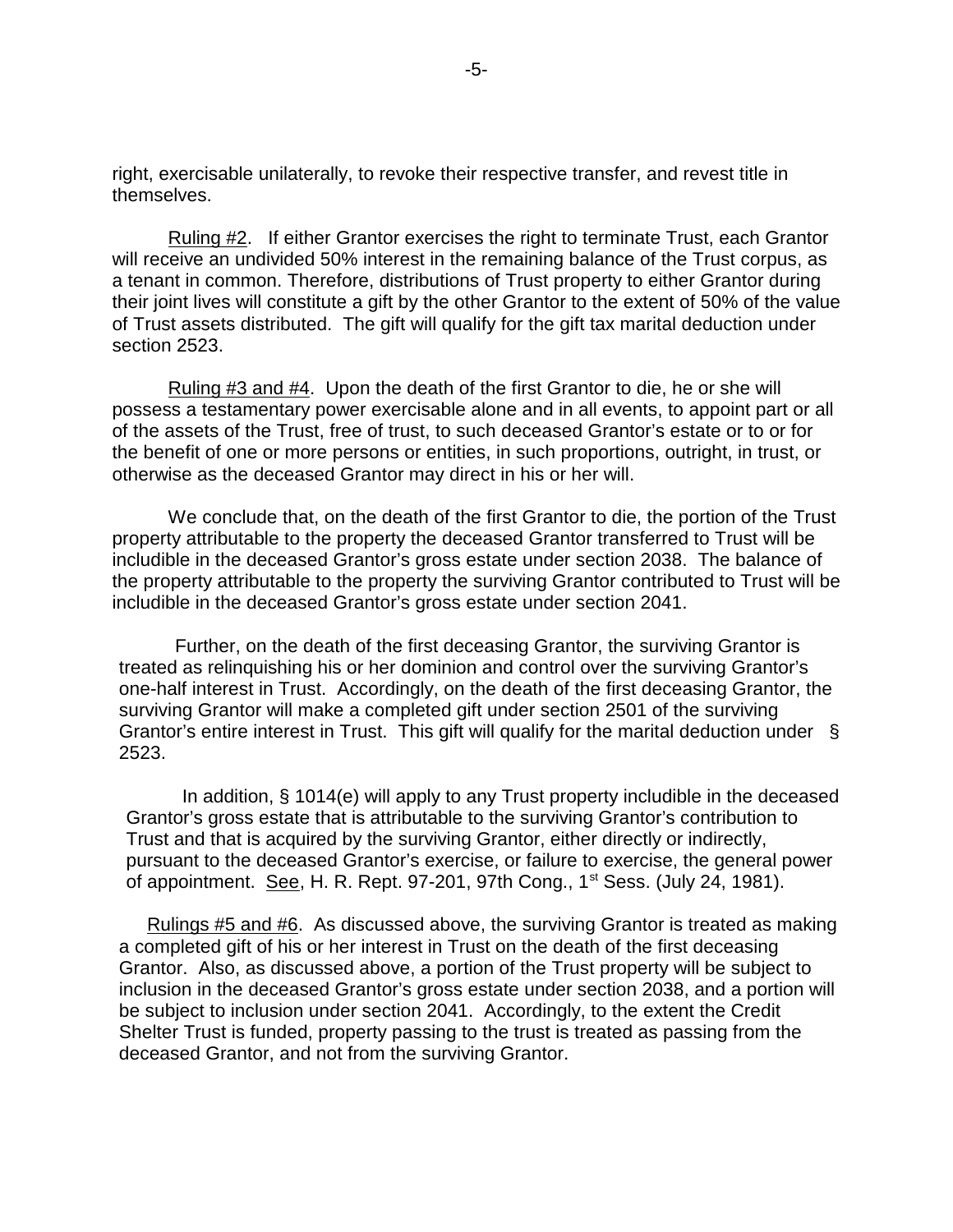right, exercisable unilaterally, to revoke their respective transfer, and revest title in themselves.

Ruling #2. If either Grantor exercises the right to terminate Trust, each Grantor will receive an undivided 50% interest in the remaining balance of the Trust corpus, as a tenant in common. Therefore, distributions of Trust property to either Grantor during their joint lives will constitute a gift by the other Grantor to the extent of 50% of the value of Trust assets distributed. The gift will qualify for the gift tax marital deduction under section 2523.

Ruling #3 and #4. Upon the death of the first Grantor to die, he or she will possess a testamentary power exercisable alone and in all events, to appoint part or all of the assets of the Trust, free of trust, to such deceased Grantor's estate or to or for the benefit of one or more persons or entities, in such proportions, outright, in trust, or otherwise as the deceased Grantor may direct in his or her will.

We conclude that, on the death of the first Grantor to die, the portion of the Trust property attributable to the property the deceased Grantor transferred to Trust will be includible in the deceased Grantor's gross estate under section 2038. The balance of the property attributable to the property the surviving Grantor contributed to Trust will be includible in the deceased Grantor's gross estate under section 2041.

Further, on the death of the first deceasing Grantor, the surviving Grantor is treated as relinquishing his or her dominion and control over the surviving Grantor's one-half interest in Trust. Accordingly, on the death of the first deceasing Grantor, the surviving Grantor will make a completed gift under section 2501 of the surviving Grantor's entire interest in Trust. This gift will qualify for the marital deduction under § 2523.

In addition, § 1014(e) will apply to any Trust property includible in the deceased Grantor's gross estate that is attributable to the surviving Grantor's contribution to Trust and that is acquired by the surviving Grantor, either directly or indirectly, pursuant to the deceased Grantor's exercise, or failure to exercise, the general power of appointment. See, H. R. Rept. 97-201, 97th Cong., 1st Sess. (July 24, 1981).

Rulings #5 and #6. As discussed above, the surviving Grantor is treated as making a completed gift of his or her interest in Trust on the death of the first deceasing Grantor. Also, as discussed above, a portion of the Trust property will be subject to inclusion in the deceased Grantor's gross estate under section 2038, and a portion will be subject to inclusion under section 2041. Accordingly, to the extent the Credit Shelter Trust is funded, property passing to the trust is treated as passing from the deceased Grantor, and not from the surviving Grantor.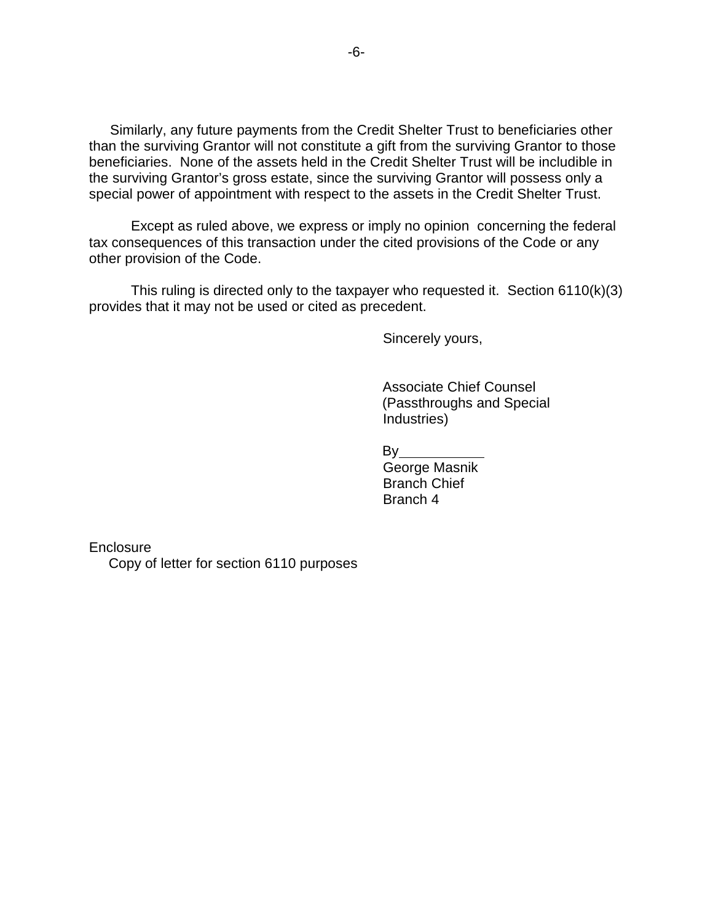Similarly, any future payments from the Credit Shelter Trust to beneficiaries other than the surviving Grantor will not constitute a gift from the surviving Grantor to those beneficiaries. None of the assets held in the Credit Shelter Trust will be includible in the surviving Grantor's gross estate, since the surviving Grantor will possess only a special power of appointment with respect to the assets in the Credit Shelter Trust.

Except as ruled above, we express or imply no opinion concerning the federal tax consequences of this transaction under the cited provisions of the Code or any other provision of the Code.

This ruling is directed only to the taxpayer who requested it. Section 6110(k)(3) provides that it may not be used or cited as precedent.

Sincerely yours,

Associate Chief Counsel
(Passthroughs and Special Industries)

By___________
George Masnik
Branch Chief
Branch 4

Enclosure
Copy of letter for section 6110 purposes